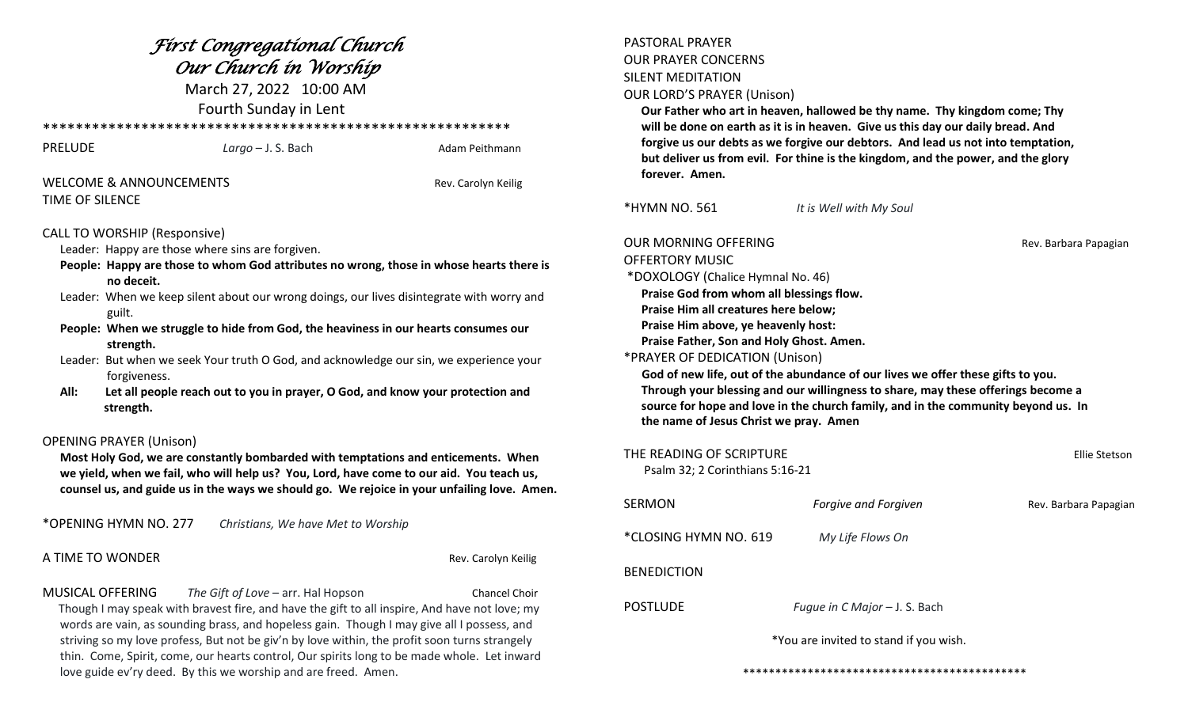# *First Congregational Church*
# *Our Church in Worship*

March 27, 2022 10:00 AM

Fourth Sunday in Lent

\*\*\*\*\*\*\*\*\*\*\*\*\*\*\*\*\*\*\*\*\*\*\*\*\*\*\*\*\*\*\*\*\*\*\*\*\*\*\*\*\*\*\*\*\*\*\*\*\*\*\*\*\*\*\*\*\*

PRELUDE *Largo* – J. S. Bach Adam Peithmann

WELCOME & ANNOUNCEMENTS Rev. Carolyn Keilig

TIME OF SILENCE

CALL TO WORSHIP (Responsive)

Leader: Happy are those where sins are forgiven.

**People: Happy are those to whom God attributes no wrong, those in whose hearts there is no deceit.**

Leader: When we keep silent about our wrong doings, our lives disintegrate with worry and guilt.

**People: When we struggle to hide from God, the heaviness in our hearts consumes our strength.**

Leader: But when we seek Your truth O God, and acknowledge our sin, we experience your forgiveness.

**All: Let all people reach out to you in prayer, O God, and know your protection and strength.**

OPENING PRAYER (Unison)

**Most Holy God, we are constantly bombarded with temptations and enticements. When we yield, when we fail, who will help us? You, Lord, have come to our aid. You teach us, counsel us, and guide us in the ways we should go. We rejoice in your unfailing love. Amen.**

\*OPENING HYMN NO. 277 *Christians, We have Met to Worship*

A TIME TO WONDER Rev. Carolyn Keilig

MUSICAL OFFERING *The Gift of Love* – arr. Hal Hopson Chancel Choir

Though I may speak with bravest fire, and have the gift to all inspire, And have not love; my words are vain, as sounding brass, and hopeless gain. Though I may give all I possess, and striving so my love profess, But not be giv'n by love within, the profit soon turns strangely thin. Come, Spirit, come, our hearts control, Our spirits long to be made whole. Let inward love guide ev'ry deed. By this we worship and are freed. Amen.

PASTORAL PRAYER

OUR PRAYER CONCERNS

SILENT MEDITATION

OUR LORD'S PRAYER (Unison)

**Our Father who art in heaven, hallowed be thy name. Thy kingdom come; Thy will be done on earth as it is in heaven. Give us this day our daily bread. And forgive us our debts as we forgive our debtors. And lead us not into temptation, but deliver us from evil. For thine is the kingdom, and the power, and the glory forever. Amen.**

\*HYMN NO. 561 *It is Well with My Soul*

OUR MORNING OFFERING Rev. Barbara Papagian

OFFERTORY MUSIC

\*DOXOLOGY (Chalice Hymnal No. 46)

**Praise God from whom all blessings flow.**
**Praise Him all creatures here below;**
**Praise Him above, ye heavenly host:**
**Praise Father, Son and Holy Ghost. Amen.**

\*PRAYER OF DEDICATION (Unison)

**God of new life, out of the abundance of our lives we offer these gifts to you. Through your blessing and our willingness to share, may these offerings become a source for hope and love in the church family, and in the community beyond us. In the name of Jesus Christ we pray. Amen**

THE READING OF SCRIPTURE Ellie Stetson

Psalm 32; 2 Corinthians 5:16-21

SERMON *Forgive and Forgiven* Rev. Barbara Papagian

\*CLOSING HYMN NO. 619 *My Life Flows On*

BENEDICTION

POSTLUDE *Fugue in C Major* – J. S. Bach

\*You are invited to stand if you wish.

\*\*\*\*\*\*\*\*\*\*\*\*\*\*\*\*\*\*\*\*\*\*\*\*\*\*\*\*\*\*\*\*\*\*\*\*\*\*\*\*\*\*\*\*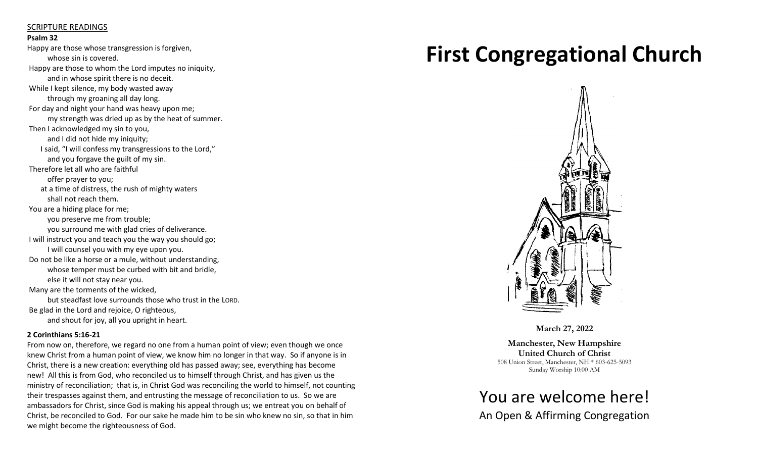SCRIPTURE READINGS

**Psalm 32**

Happy are those whose transgression is forgiven,
 whose sin is covered.
Happy are those to whom the Lord imputes no iniquity,
 and in whose spirit there is no deceit.
While I kept silence, my body wasted away
 through my groaning all day long.
For day and night your hand was heavy upon me;
 my strength was dried up as by the heat of summer.
Then I acknowledged my sin to you,
 and I did not hide my iniquity;
 I said, "I will confess my transgressions to the Lord,"
 and you forgave the guilt of my sin.
Therefore let all who are faithful
 offer prayer to you;
 at a time of distress, the rush of mighty waters
 shall not reach them.
You are a hiding place for me;
 you preserve me from trouble;
 you surround me with glad cries of deliverance.
I will instruct you and teach you the way you should go;
 I will counsel you with my eye upon you.
Do not be like a horse or a mule, without understanding,
 whose temper must be curbed with bit and bridle,
 else it will not stay near you.
Many are the torments of the wicked,
 but steadfast love surrounds those who trust in the LORD.
Be glad in the Lord and rejoice, O righteous,
 and shout for joy, all you upright in heart.

**2 Corinthians 5:16-21**

From now on, therefore, we regard no one from a human point of view; even though we once knew Christ from a human point of view, we know him no longer in that way. So if anyone is in Christ, there is a new creation: everything old has passed away; see, everything has become new! All this is from God, who reconciled us to himself through Christ, and has given us the ministry of reconciliation; that is, in Christ God was reconciling the world to himself, not counting their trespasses against them, and entrusting the message of reconciliation to us. So we are ambassadors for Christ, since God is making his appeal through us; we entreat you on behalf of Christ, be reconciled to God. For our sake he made him to be sin who knew no sin, so that in him we might become the righteousness of God.

# First Congregational Church

**March 27, 2022**

**Manchester, New Hampshire**
**United Church of Christ**
508 Union Street, Manchester, NH * 603-625-5093
Sunday Worship 10:00 AM

## You are welcome here!

An Open & Affirming Congregation